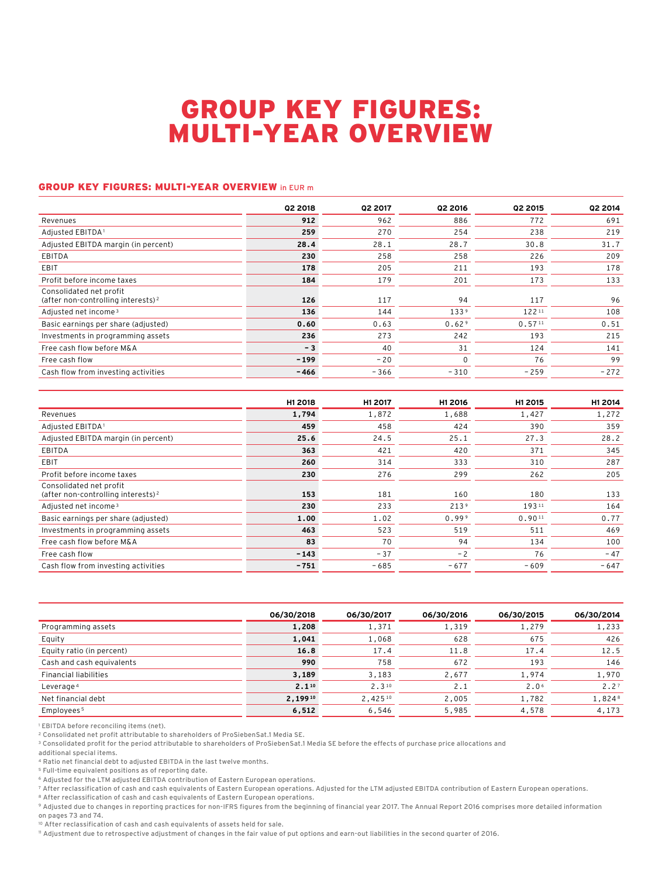# GROUP KEY FIGURES: MULTI-YEAR OVERVIEW

### GROUP KEY FIGURES: MULTI-YEAR OVERVIEW in EUR m

| | Q2 2018 | Q2 2017 | Q2 2016 | Q2 2015 | Q2 2014 |
|---|---|---|---|---|---|
| Revenues | **912** | 962 | 886 | 772 | 691 |
| Adjusted EBITDA[1] | **259** | 270 | 254 | 238 | 219 |
| Adjusted EBITDA margin (in percent) | **28.4** | 28.1 | 28.7 | 30.8 | 31.7 |
| EBITDA | **230** | 258 | 258 | 226 | 209 |
| EBIT | **178** | 205 | 211 | 193 | 178 |
| Profit before income taxes | **184** | 179 | 201 | 173 | 133 |
| Consolidated net profit (after non-controlling interests)[2] | **126** | 117 | 94 | 117 | 96 |
| Adjusted net income[3] | **136** | 144 | 133[9] | 122[11] | 108 |
| Basic earnings per share (adjusted) | **0.60** | 0.63 | 0.62[9] | 0.57[11] | 0.51 |
| Investments in programming assets | **236** | 273 | 242 | 193 | 215 |
| Free cash flow before M&A | **-3** | 40 | 31 | 124 | 141 |
| Free cash flow | **-199** | -20 | 0 | 76 | 99 |
| Cash flow from investing activities | **-466** | -366 | -310 | -259 | -272 |

| | H1 2018 | H1 2017 | H1 2016 | H1 2015 | H1 2014 |
|---|---|---|---|---|---|
| Revenues | **1,794** | 1,872 | 1,688 | 1,427 | 1,272 |
| Adjusted EBITDA[1] | **459** | 458 | 424 | 390 | 359 |
| Adjusted EBITDA margin (in percent) | **25.6** | 24.5 | 25.1 | 27.3 | 28.2 |
| EBITDA | **363** | 421 | 420 | 371 | 345 |
| EBIT | **260** | 314 | 333 | 310 | 287 |
| Profit before income taxes | **230** | 276 | 299 | 262 | 205 |
| Consolidated net profit (after non-controlling interests)[2] | **153** | 181 | 160 | 180 | 133 |
| Adjusted net income[3] | **230** | 233 | 213[9] | 193[11] | 164 |
| Basic earnings per share (adjusted) | **1.00** | 1.02 | 0.99[9] | 0.90[11] | 0.77 |
| Investments in programming assets | **463** | 523 | 519 | 511 | 469 |
| Free cash flow before M&A | **83** | 70 | 94 | 134 | 100 |
| Free cash flow | **-143** | -37 | -2 | 76 | -47 |
| Cash flow from investing activities | **-751** | -685 | -677 | -609 | -647 |

| | 06/30/2018 | 06/30/2017 | 06/30/2016 | 06/30/2015 | 06/30/2014 |
|---|---|---|---|---|---|
| Programming assets | **1,208** | 1,371 | 1,319 | 1,279 | 1,233 |
| Equity | **1,041** | 1,068 | 628 | 675 | 426 |
| Equity ratio (in percent) | **16.8** | 17.4 | 11.8 | 17.4 | 12.5 |
| Cash and cash equivalents | **990** | 758 | 672 | 193 | 146 |
| Financial liabilities | **3,189** | 3,183 | 2,677 | 1,974 | 1,970 |
| Leverage[4] | **2.1**[10] | 2.3[10] | 2.1 | 2.0[6] | 2.2[7] |
| Net financial debt | **2,199**[10] | 2,425[10] | 2,005 | 1,782 | 1,824[8] |
| Employees[5] | **6,512** | 6,546 | 5,985 | 4,578 | 4,173 |

[1] EBITDA before reconciling items (net).
[2] Consolidated net profit attributable to shareholders of ProSiebenSat.1 Media SE.
[3] Consolidated profit for the period attributable to shareholders of ProSiebenSat.1 Media SE before the effects of purchase price allocations and additional special items.
[4] Ratio net financial debt to adjusted EBITDA in the last twelve months.
[5] Full-time equivalent positions as of reporting date.
[6] Adjusted for the LTM adjusted EBITDA contribution of Eastern European operations.
[7] After reclassification of cash and cash equivalents of Eastern European operations. Adjusted for the LTM adjusted EBITDA contribution of Eastern European operations.
[8] After reclassification of cash and cash equivalents of Eastern European operations.
[9] Adjusted due to changes in reporting practices for non-IFRS figures from the beginning of financial year 2017. The Annual Report 2016 comprises more detailed information on pages 73 and 74.
[10] After reclassification of cash and cash equivalents of assets held for sale.
[11] Adjustment due to retrospective adjustment of changes in the fair value of put options and earn-out liabilities in the second quarter of 2016.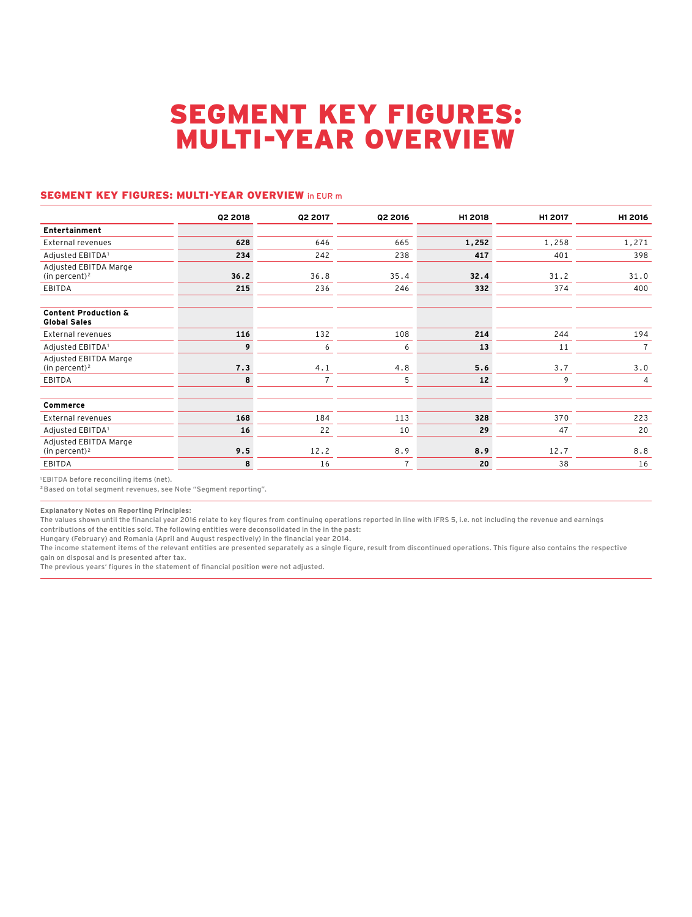# SEGMENT KEY FIGURES: MULTI-YEAR OVERVIEW

## SEGMENT KEY FIGURES: MULTI-YEAR OVERVIEW in EUR m

| | Q2 2018 | Q2 2017 | Q2 2016 | H1 2018 | H1 2017 | H1 2016 |
|---|---|---|---|---|---|---|
| **Entertainment** | | | | | | |
| External revenues | **628** | 646 | 665 | **1,252** | 1,258 | 1,271 |
| Adjusted EBITDA[1] | **234** | 242 | 238 | **417** | 401 | 398 |
| Adjusted EBITDA Marge (in percent)[2] | **36.2** | 36.8 | 35.4 | **32.4** | 31.2 | 31.0 |
| EBITDA | **215** | 236 | 246 | **332** | 374 | 400 |
| **Content Production & Global Sales** | | | | | | |
| External revenues | **116** | 132 | 108 | **214** | 244 | 194 |
| Adjusted EBITDA[1] | **9** | 6 | 6 | **13** | 11 | 7 |
| Adjusted EBITDA Marge (in percent)[2] | **7.3** | 4.1 | 4.8 | **5.6** | 3.7 | 3.0 |
| EBITDA | **8** | 7 | 5 | **12** | 9 | 4 |
| **Commerce** | | | | | | |
| External revenues | **168** | 184 | 113 | **328** | 370 | 223 |
| Adjusted EBITDA[1] | **16** | 22 | 10 | **29** | 47 | 20 |
| Adjusted EBITDA Marge (in percent)[2] | **9.5** | 12.2 | 8.9 | **8.9** | 12.7 | 8.8 |
| EBITDA | **8** | 16 | 7 | **20** | 38 | 16 |

[1] EBITDA before reconciling items (net).
[2] Based on total segment revenues, see Note "Segment reporting".

**Explanatory Notes on Reporting Principles:**
The values shown until the financial year 2016 relate to key figures from continuing operations reported in line with IFRS 5, i.e. not including the revenue and earnings contributions of the entities sold. The following entities were deconsolidated in the in the past:
Hungary (February) and Romania (April and August respectively) in the financial year 2014.
The income statement items of the relevant entities are presented separately as a single figure, result from discontinued operations. This figure also contains the respective gain on disposal and is presented after tax.
The previous years' figures in the statement of financial position were not adjusted.